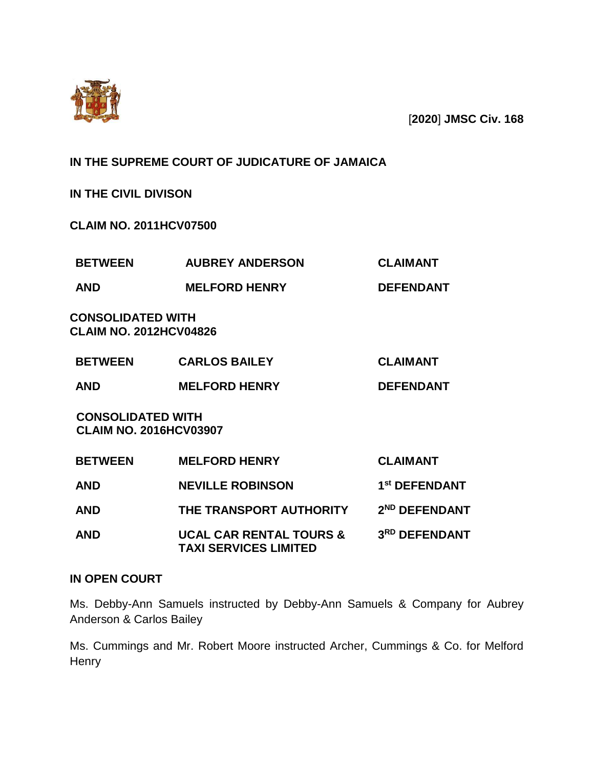[**2020**] **JMSC Civ. 168**

**IN THE SUPREME COURT OF JUDICATURE OF JAMAICA**

**IN THE CIVIL DIVISON**

**CLAIM NO. 2011HCV07500**

| | | |
|---|---|---|
| **BETWEEN** | **AUBREY ANDERSON** | **CLAIMANT** |
| **AND** | **MELFORD HENRY** | **DEFENDANT** |

**CONSOLIDATED WITH**
**CLAIM NO. 2012HCV04826**

| | | |
|---|---|---|
| **BETWEEN** | **CARLOS BAILEY** | **CLAIMANT** |
| **AND** | **MELFORD HENRY** | **DEFENDANT** |

**CONSOLIDATED WITH**
**CLAIM NO. 2016HCV03907**

| | | |
|---|---|---|
| **BETWEEN** | **MELFORD HENRY** | **CLAIMANT** |
| **AND** | **NEVILLE ROBINSON** | **1st DEFENDANT** |
| **AND** | **THE TRANSPORT AUTHORITY** | **2ND DEFENDANT** |
| **AND** | **UCAL CAR RENTAL TOURS & TAXI SERVICES LIMITED** | **3RD DEFENDANT** |

**IN OPEN COURT**

Ms. Debby-Ann Samuels instructed by Debby-Ann Samuels & Company for Aubrey Anderson & Carlos Bailey

Ms. Cummings and Mr. Robert Moore instructed Archer, Cummings & Co. for Melford Henry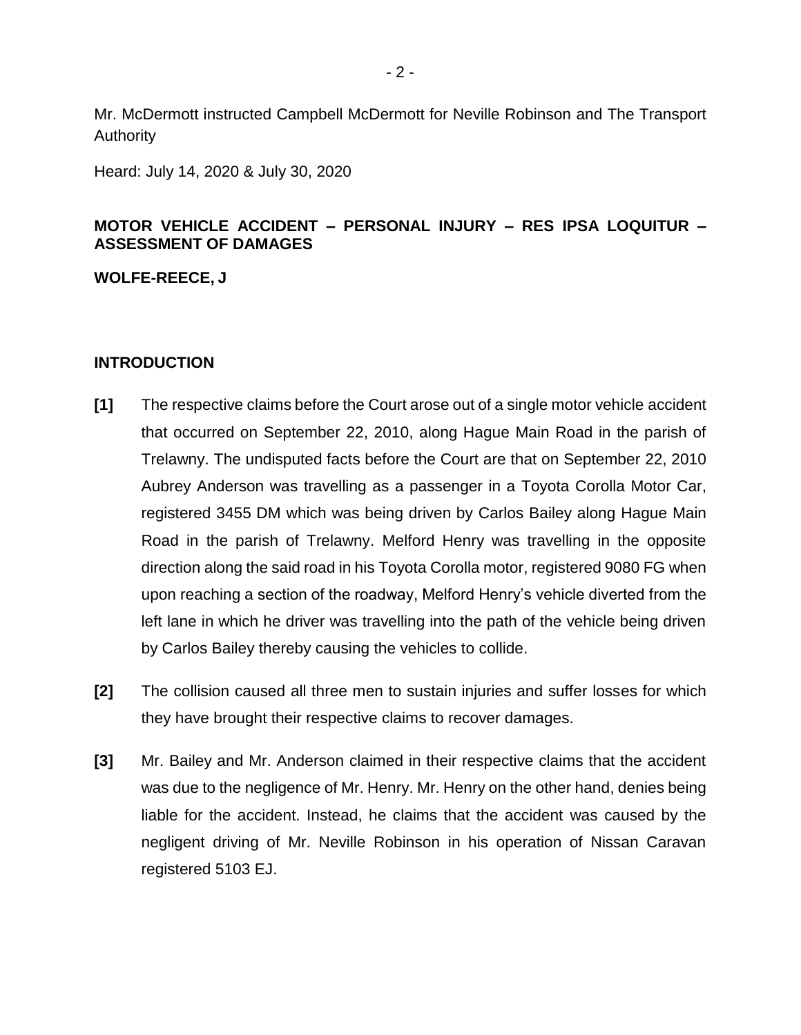Mr. McDermott instructed Campbell McDermott for Neville Robinson and The Transport Authority

Heard: July 14, 2020 & July 30, 2020

**MOTOR VEHICLE ACCIDENT – PERSONAL INJURY – RES IPSA LOQUITUR – ASSESSMENT OF DAMAGES**

**WOLFE-REECE, J**

## INTRODUCTION

**[1]** The respective claims before the Court arose out of a single motor vehicle accident that occurred on September 22, 2010, along Hague Main Road in the parish of Trelawny. The undisputed facts before the Court are that on September 22, 2010 Aubrey Anderson was travelling as a passenger in a Toyota Corolla Motor Car, registered 3455 DM which was being driven by Carlos Bailey along Hague Main Road in the parish of Trelawny. Melford Henry was travelling in the opposite direction along the said road in his Toyota Corolla motor, registered 9080 FG when upon reaching a section of the roadway, Melford Henry's vehicle diverted from the left lane in which he driver was travelling into the path of the vehicle being driven by Carlos Bailey thereby causing the vehicles to collide.

**[2]** The collision caused all three men to sustain injuries and suffer losses for which they have brought their respective claims to recover damages.

**[3]** Mr. Bailey and Mr. Anderson claimed in their respective claims that the accident was due to the negligence of Mr. Henry. Mr. Henry on the other hand, denies being liable for the accident. Instead, he claims that the accident was caused by the negligent driving of Mr. Neville Robinson in his operation of Nissan Caravan registered 5103 EJ.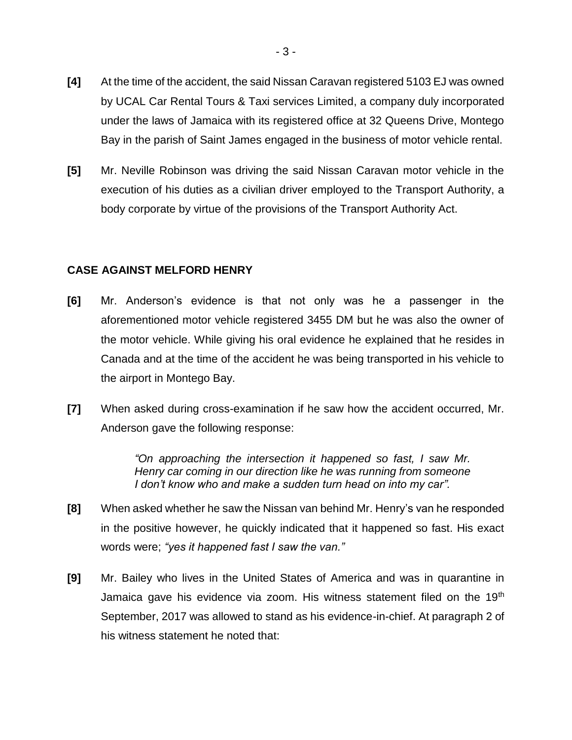**[4]** At the time of the accident, the said Nissan Caravan registered 5103 EJ was owned by UCAL Car Rental Tours & Taxi services Limited, a company duly incorporated under the laws of Jamaica with its registered office at 32 Queens Drive, Montego Bay in the parish of Saint James engaged in the business of motor vehicle rental.

**[5]** Mr. Neville Robinson was driving the said Nissan Caravan motor vehicle in the execution of his duties as a civilian driver employed to the Transport Authority, a body corporate by virtue of the provisions of the Transport Authority Act.

## CASE AGAINST MELFORD HENRY

**[6]** Mr. Anderson's evidence is that not only was he a passenger in the aforementioned motor vehicle registered 3455 DM but he was also the owner of the motor vehicle. While giving his oral evidence he explained that he resides in Canada and at the time of the accident he was being transported in his vehicle to the airport in Montego Bay.

**[7]** When asked during cross-examination if he saw how the accident occurred, Mr. Anderson gave the following response:

> *"On approaching the intersection it happened so fast, I saw Mr. Henry car coming in our direction like he was running from someone I don't know who and make a sudden turn head on into my car".*

**[8]** When asked whether he saw the Nissan van behind Mr. Henry's van he responded in the positive however, he quickly indicated that it happened so fast. His exact words were; *"yes it happened fast I saw the van."*

**[9]** Mr. Bailey who lives in the United States of America and was in quarantine in Jamaica gave his evidence via zoom. His witness statement filed on the 19th September, 2017 was allowed to stand as his evidence-in-chief. At paragraph 2 of his witness statement he noted that: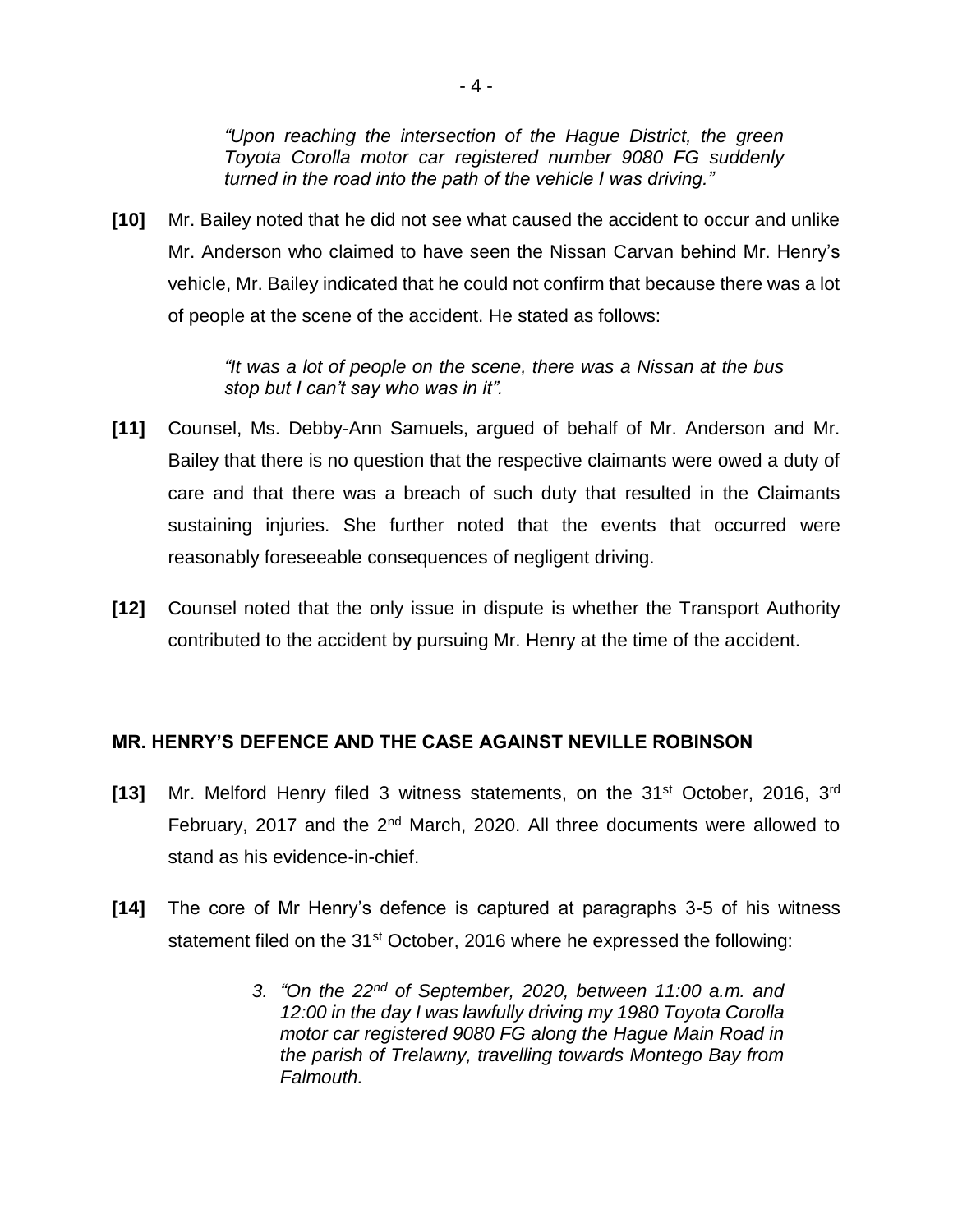*"Upon reaching the intersection of the Hague District, the green Toyota Corolla motor car registered number 9080 FG suddenly turned in the road into the path of the vehicle I was driving."*

**[10]** Mr. Bailey noted that he did not see what caused the accident to occur and unlike Mr. Anderson who claimed to have seen the Nissan Carvan behind Mr. Henry's vehicle, Mr. Bailey indicated that he could not confirm that because there was a lot of people at the scene of the accident. He stated as follows:

> *"It was a lot of people on the scene, there was a Nissan at the bus stop but I can't say who was in it".*

**[11]** Counsel, Ms. Debby-Ann Samuels, argued of behalf of Mr. Anderson and Mr. Bailey that there is no question that the respective claimants were owed a duty of care and that there was a breach of such duty that resulted in the Claimants sustaining injuries. She further noted that the events that occurred were reasonably foreseeable consequences of negligent driving.

**[12]** Counsel noted that the only issue in dispute is whether the Transport Authority contributed to the accident by pursuing Mr. Henry at the time of the accident.

## MR. HENRY'S DEFENCE AND THE CASE AGAINST NEVILLE ROBINSON

**[13]** Mr. Melford Henry filed 3 witness statements, on the 31st October, 2016, 3rd February, 2017 and the 2nd March, 2020. All three documents were allowed to stand as his evidence-in-chief.

**[14]** The core of Mr Henry's defence is captured at paragraphs 3-5 of his witness statement filed on the 31st October, 2016 where he expressed the following:

> *3. "On the 22nd of September, 2020, between 11:00 a.m. and 12:00 in the day I was lawfully driving my 1980 Toyota Corolla motor car registered 9080 FG along the Hague Main Road in the parish of Trelawny, travelling towards Montego Bay from Falmouth.*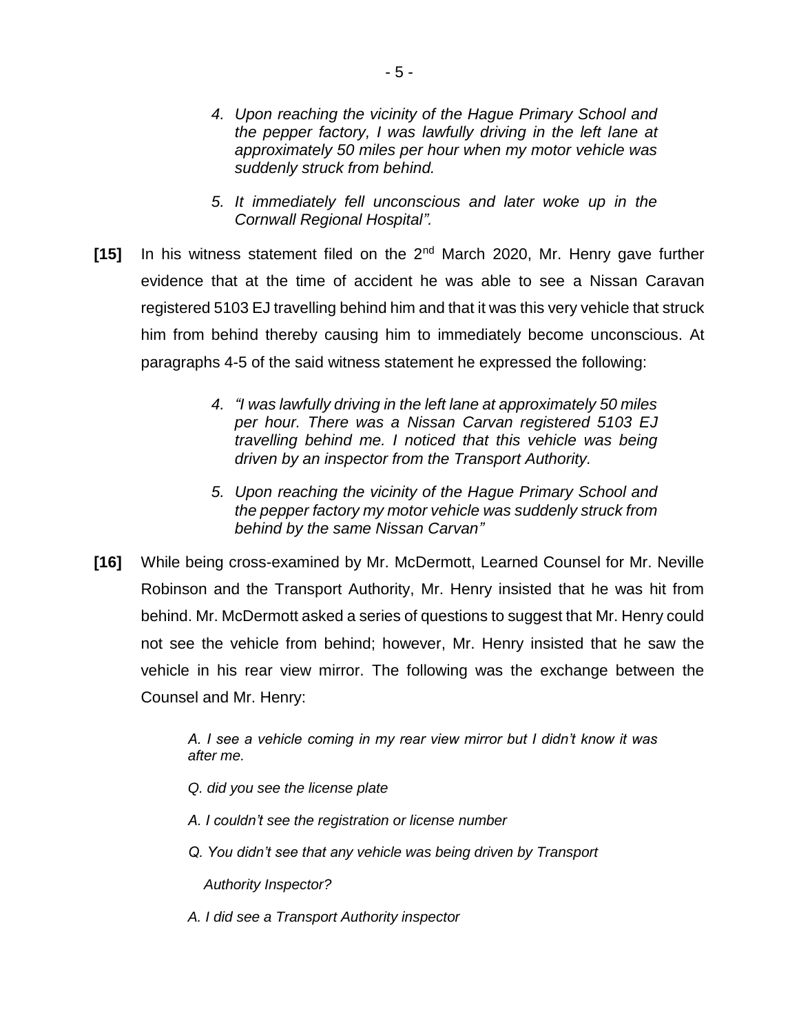> *4. Upon reaching the vicinity of the Hague Primary School and the pepper factory, I was lawfully driving in the left lane at approximately 50 miles per hour when my motor vehicle was suddenly struck from behind.*
>
> *5. It immediately fell unconscious and later woke up in the Cornwall Regional Hospital".*

**[15]** In his witness statement filed on the 2nd March 2020, Mr. Henry gave further evidence that at the time of accident he was able to see a Nissan Caravan registered 5103 EJ travelling behind him and that it was this very vehicle that struck him from behind thereby causing him to immediately become unconscious. At paragraphs 4-5 of the said witness statement he expressed the following:

> *4. "I was lawfully driving in the left lane at approximately 50 miles per hour. There was a Nissan Carvan registered 5103 EJ travelling behind me. I noticed that this vehicle was being driven by an inspector from the Transport Authority.*
>
> *5. Upon reaching the vicinity of the Hague Primary School and the pepper factory my motor vehicle was suddenly struck from behind by the same Nissan Carvan"*

**[16]** While being cross-examined by Mr. McDermott, Learned Counsel for Mr. Neville Robinson and the Transport Authority, Mr. Henry insisted that he was hit from behind. Mr. McDermott asked a series of questions to suggest that Mr. Henry could not see the vehicle from behind; however, Mr. Henry insisted that he saw the vehicle in his rear view mirror. The following was the exchange between the Counsel and Mr. Henry:

> *A. I see a vehicle coming in my rear view mirror but I didn't know it was after me.*
>
> *Q. did you see the license plate*
>
> *A. I couldn't see the registration or license number*
>
> *Q. You didn't see that any vehicle was being driven by Transport Authority Inspector?*
>
> *A. I did see a Transport Authority inspector*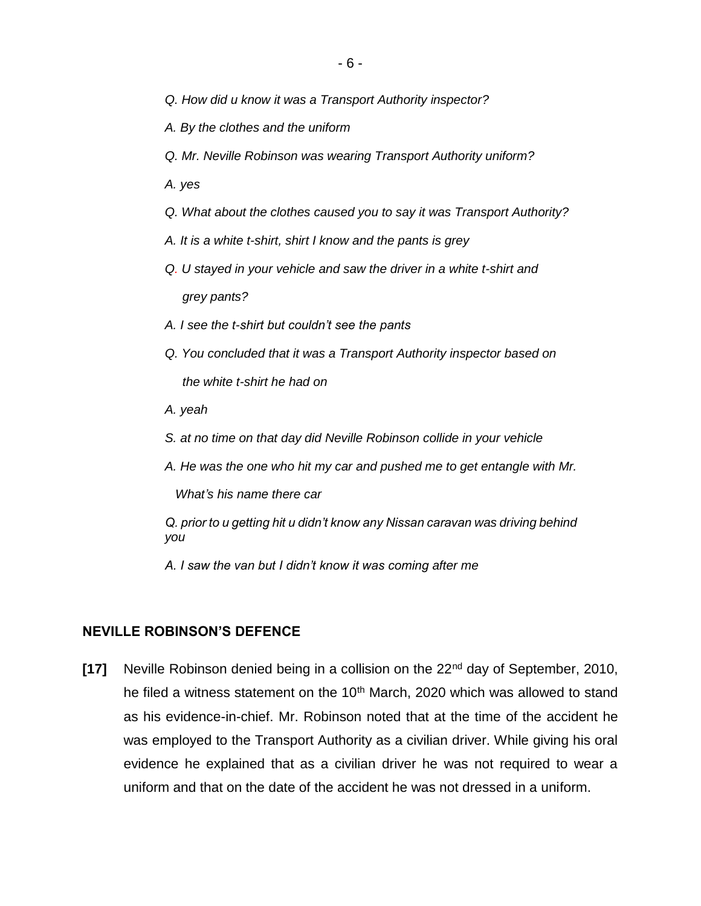*Q. How did u know it was a Transport Authority inspector?*

*A. By the clothes and the uniform*

*Q. Mr. Neville Robinson was wearing Transport Authority uniform?*

*A. yes*

*Q. What about the clothes caused you to say it was Transport Authority?*

*A. It is a white t-shirt, shirt I know and the pants is grey*

*Q. U stayed in your vehicle and saw the driver in a white t-shirt and grey pants?*

*A. I see the t-shirt but couldn't see the pants*

*Q. You concluded that it was a Transport Authority inspector based on the white t-shirt he had on*

*A. yeah*

*S. at no time on that day did Neville Robinson collide in your vehicle*

*A. He was the one who hit my car and pushed me to get entangle with Mr. What's his name there car*

*Q. prior to u getting hit u didn't know any Nissan caravan was driving behind you*

*A. I saw the van but I didn't know it was coming after me*

## NEVILLE ROBINSON'S DEFENCE

**[17]** Neville Robinson denied being in a collision on the 22nd day of September, 2010, he filed a witness statement on the 10th March, 2020 which was allowed to stand as his evidence-in-chief. Mr. Robinson noted that at the time of the accident he was employed to the Transport Authority as a civilian driver. While giving his oral evidence he explained that as a civilian driver he was not required to wear a uniform and that on the date of the accident he was not dressed in a uniform.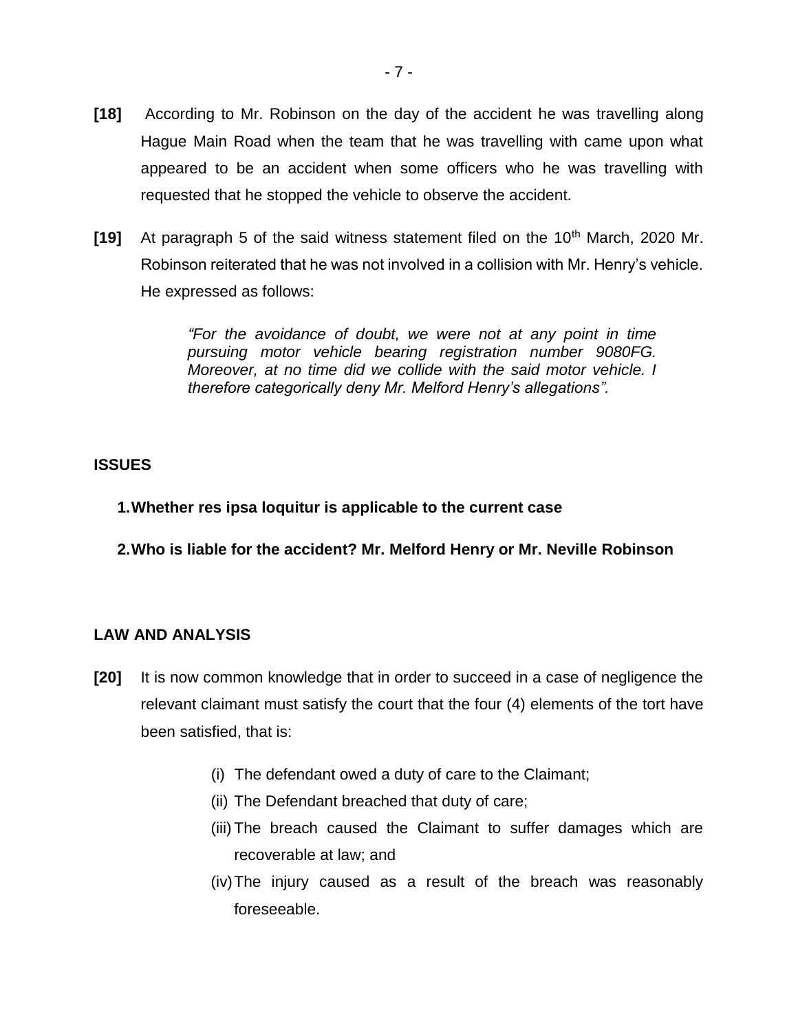**[18]** According to Mr. Robinson on the day of the accident he was travelling along Hague Main Road when the team that he was travelling with came upon what appeared to be an accident when some officers who he was travelling with requested that he stopped the vehicle to observe the accident.

**[19]** At paragraph 5 of the said witness statement filed on the 10th March, 2020 Mr. Robinson reiterated that he was not involved in a collision with Mr. Henry's vehicle. He expressed as follows:

> *"For the avoidance of doubt, we were not at any point in time pursuing motor vehicle bearing registration number 9080FG. Moreover, at no time did we collide with the said motor vehicle. I therefore categorically deny Mr. Melford Henry's allegations".*

## ISSUES

1. **Whether res ipsa loquitur is applicable to the current case**
2. **Who is liable for the accident? Mr. Melford Henry or Mr. Neville Robinson**

## LAW AND ANALYSIS

**[20]** It is now common knowledge that in order to succeed in a case of negligence the relevant claimant must satisfy the court that the four (4) elements of the tort have been satisfied, that is:

(i) The defendant owed a duty of care to the Claimant;
(ii) The Defendant breached that duty of care;
(iii) The breach caused the Claimant to suffer damages which are recoverable at law; and
(iv) The injury caused as a result of the breach was reasonably foreseeable.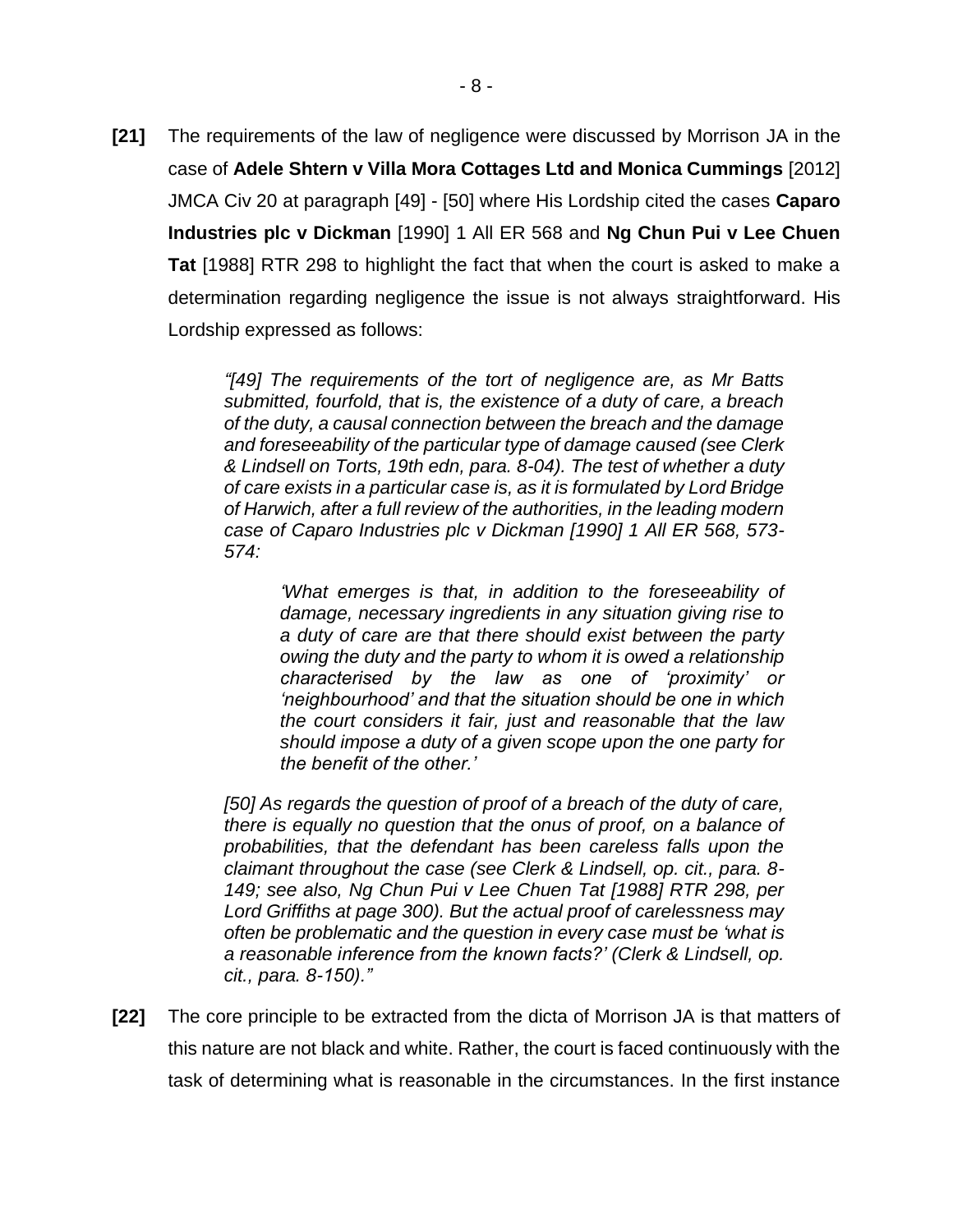**[21]** The requirements of the law of negligence were discussed by Morrison JA in the case of **Adele Shtern v Villa Mora Cottages Ltd and Monica Cummings** [2012] JMCA Civ 20 at paragraph [49] - [50] where His Lordship cited the cases **Caparo Industries plc v Dickman** [1990] 1 All ER 568 and **Ng Chun Pui v Lee Chuen Tat** [1988] RTR 298 to highlight the fact that when the court is asked to make a determination regarding negligence the issue is not always straightforward. His Lordship expressed as follows:

> *"[49] The requirements of the tort of negligence are, as Mr Batts submitted, fourfold, that is, the existence of a duty of care, a breach of the duty, a causal connection between the breach and the damage and foreseeability of the particular type of damage caused (see Clerk & Lindsell on Torts, 19th edn, para. 8-04). The test of whether a duty of care exists in a particular case is, as it is formulated by Lord Bridge of Harwich, after a full review of the authorities, in the leading modern case of Caparo Industries plc v Dickman [1990] 1 All ER 568, 573-574:*
>
> > *'What emerges is that, in addition to the foreseeability of damage, necessary ingredients in any situation giving rise to a duty of care are that there should exist between the party owing the duty and the party to whom it is owed a relationship characterised by the law as one of 'proximity' or 'neighbourhood' and that the situation should be one in which the court considers it fair, just and reasonable that the law should impose a duty of a given scope upon the one party for the benefit of the other.'*
>
> *[50] As regards the question of proof of a breach of the duty of care, there is equally no question that the onus of proof, on a balance of probabilities, that the defendant has been careless falls upon the claimant throughout the case (see Clerk & Lindsell, op. cit., para. 8-149; see also, Ng Chun Pui v Lee Chuen Tat [1988] RTR 298, per Lord Griffiths at page 300). But the actual proof of carelessness may often be problematic and the question in every case must be 'what is a reasonable inference from the known facts?' (Clerk & Lindsell, op. cit., para. 8-150)."*

**[22]** The core principle to be extracted from the dicta of Morrison JA is that matters of this nature are not black and white. Rather, the court is faced continuously with the task of determining what is reasonable in the circumstances. In the first instance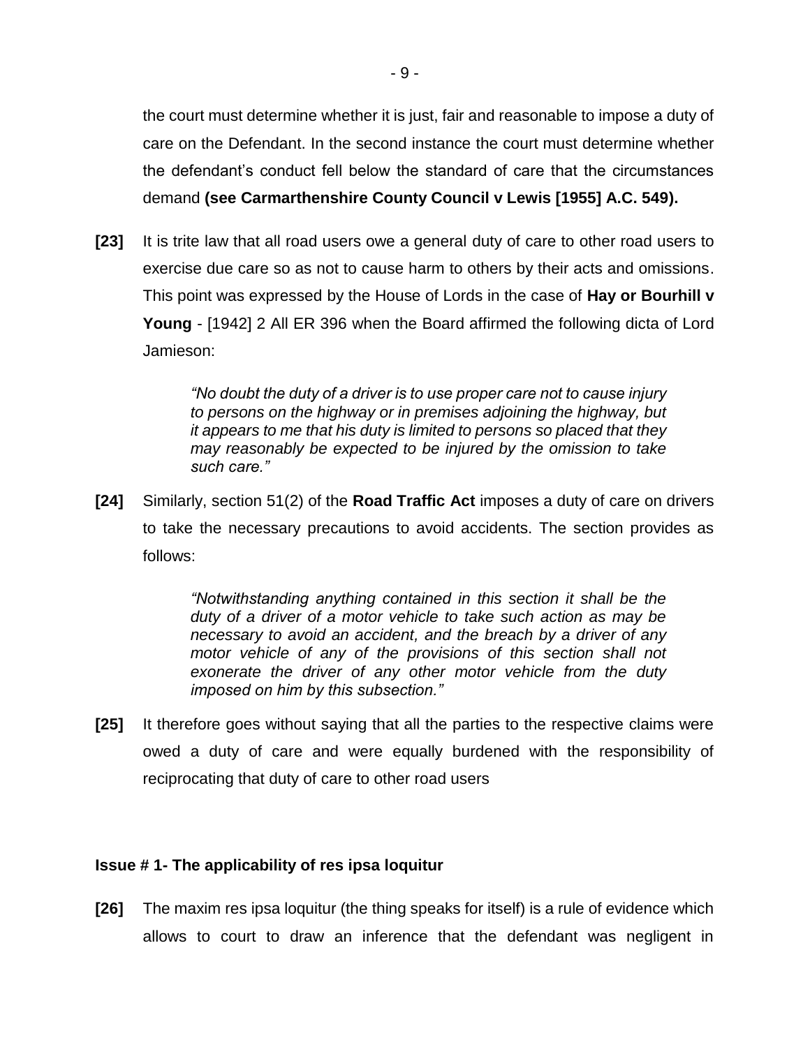the court must determine whether it is just, fair and reasonable to impose a duty of care on the Defendant. In the second instance the court must determine whether the defendant's conduct fell below the standard of care that the circumstances demand **(see Carmarthenshire County Council v Lewis [1955] A.C. 549).**

**[23]** It is trite law that all road users owe a general duty of care to other road users to exercise due care so as not to cause harm to others by their acts and omissions. This point was expressed by the House of Lords in the case of **Hay or Bourhill v Young** - [1942] 2 All ER 396 when the Board affirmed the following dicta of Lord Jamieson:

> *"No doubt the duty of a driver is to use proper care not to cause injury to persons on the highway or in premises adjoining the highway, but it appears to me that his duty is limited to persons so placed that they may reasonably be expected to be injured by the omission to take such care."*

**[24]** Similarly, section 51(2) of the **Road Traffic Act** imposes a duty of care on drivers to take the necessary precautions to avoid accidents. The section provides as follows:

> *"Notwithstanding anything contained in this section it shall be the duty of a driver of a motor vehicle to take such action as may be necessary to avoid an accident, and the breach by a driver of any motor vehicle of any of the provisions of this section shall not exonerate the driver of any other motor vehicle from the duty imposed on him by this subsection."*

**[25]** It therefore goes without saying that all the parties to the respective claims were owed a duty of care and were equally burdened with the responsibility of reciprocating that duty of care to other road users

**Issue # 1- The applicability of res ipsa loquitur**

**[26]** The maxim res ipsa loquitur (the thing speaks for itself) is a rule of evidence which allows to court to draw an inference that the defendant was negligent in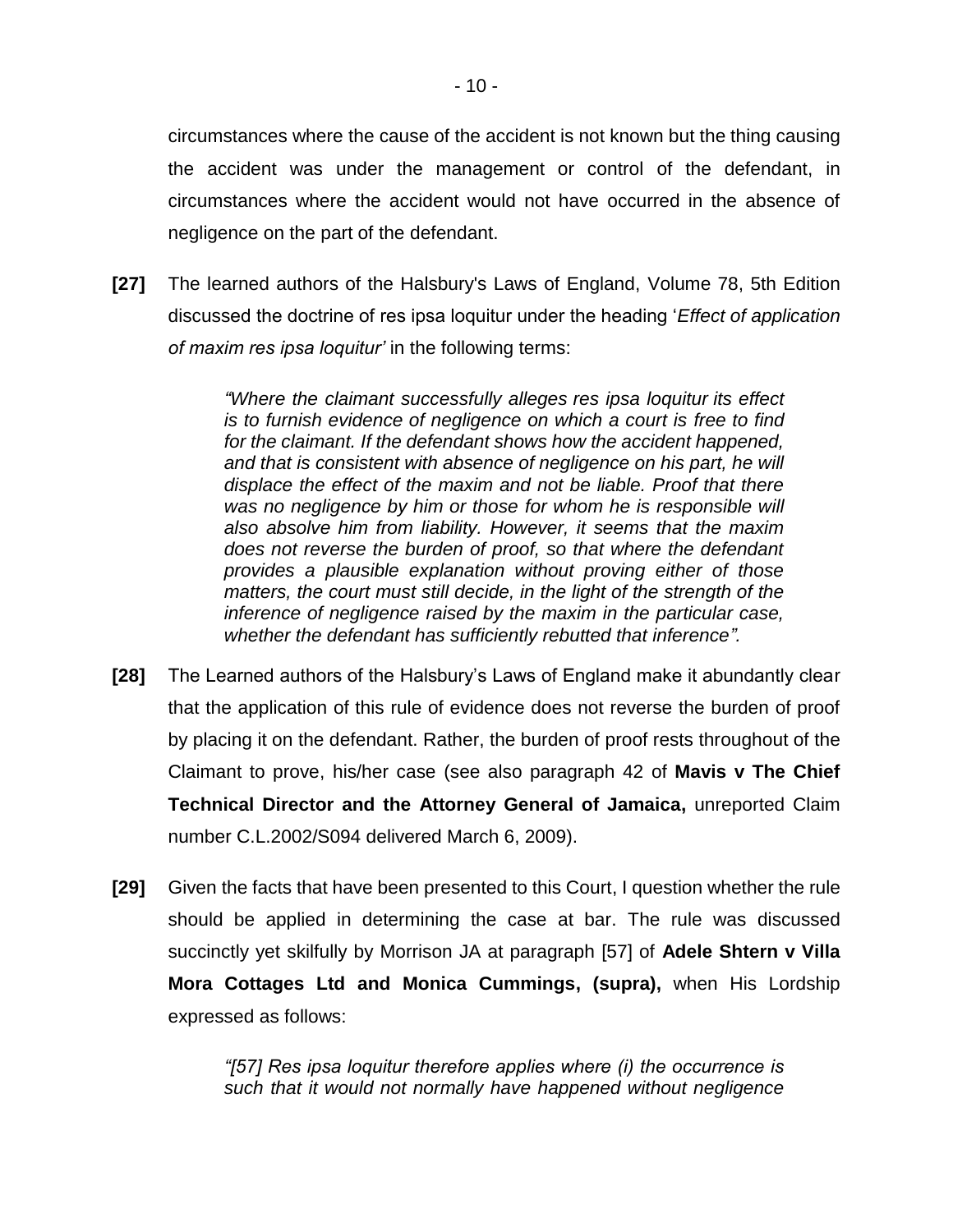circumstances where the cause of the accident is not known but the thing causing the accident was under the management or control of the defendant, in circumstances where the accident would not have occurred in the absence of negligence on the part of the defendant.

**[27]** The learned authors of the Halsbury's Laws of England, Volume 78, 5th Edition discussed the doctrine of res ipsa loquitur under the heading '*Effect of application of maxim res ipsa loquitur'* in the following terms:

> *"Where the claimant successfully alleges res ipsa loquitur its effect is to furnish evidence of negligence on which a court is free to find for the claimant. If the defendant shows how the accident happened, and that is consistent with absence of negligence on his part, he will displace the effect of the maxim and not be liable. Proof that there was no negligence by him or those for whom he is responsible will also absolve him from liability. However, it seems that the maxim does not reverse the burden of proof, so that where the defendant provides a plausible explanation without proving either of those matters, the court must still decide, in the light of the strength of the inference of negligence raised by the maxim in the particular case, whether the defendant has sufficiently rebutted that inference".*

**[28]** The Learned authors of the Halsbury's Laws of England make it abundantly clear that the application of this rule of evidence does not reverse the burden of proof by placing it on the defendant. Rather, the burden of proof rests throughout of the Claimant to prove, his/her case (see also paragraph 42 of **Mavis v The Chief Technical Director and the Attorney General of Jamaica,** unreported Claim number C.L.2002/S094 delivered March 6, 2009).

**[29]** Given the facts that have been presented to this Court, I question whether the rule should be applied in determining the case at bar. The rule was discussed succinctly yet skilfully by Morrison JA at paragraph [57] of **Adele Shtern v Villa Mora Cottages Ltd and Monica Cummings, (supra),** when His Lordship expressed as follows:

> *"[57] Res ipsa loquitur therefore applies where (i) the occurrence is such that it would not normally have happened without negligence*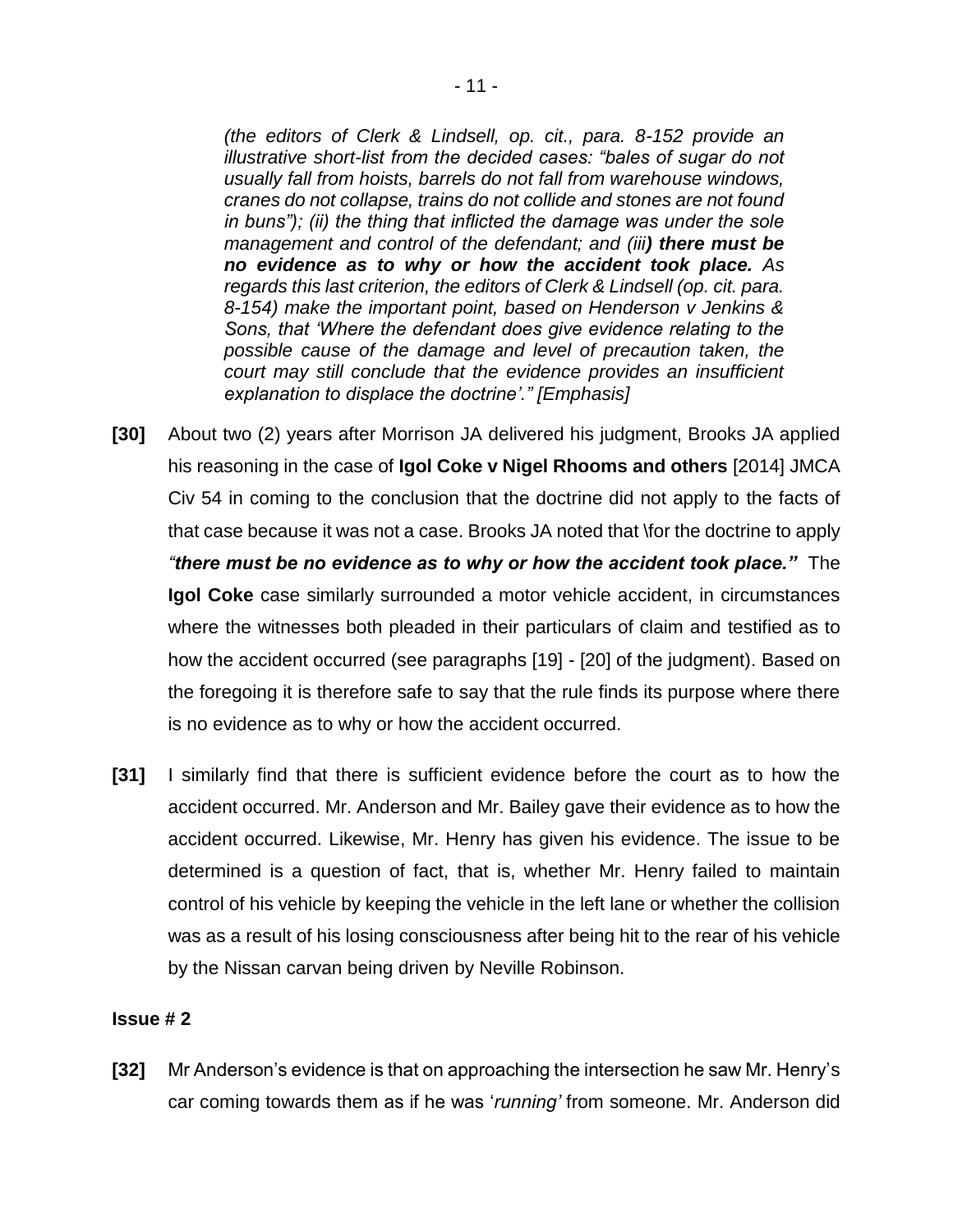> *(the editors of Clerk & Lindsell, op. cit., para. 8-152 provide an illustrative short-list from the decided cases: "bales of sugar do not usually fall from hoists, barrels do not fall from warehouse windows, cranes do not collapse, trains do not collide and stones are not found in buns"); (ii) the thing that inflicted the damage was under the sole management and control of the defendant; and (iii**) there must be no evidence as to why or how the accident took place.** As regards this last criterion, the editors of Clerk & Lindsell (op. cit. para. 8-154) make the important point, based on Henderson v Jenkins & Sons, that 'Where the defendant does give evidence relating to the possible cause of the damage and level of precaution taken, the court may still conclude that the evidence provides an insufficient explanation to displace the doctrine'." [Emphasis]*

**[30]** About two (2) years after Morrison JA delivered his judgment, Brooks JA applied his reasoning in the case of **Igol Coke v Nigel Rhooms and others** [2014] JMCA Civ 54 in coming to the conclusion that the doctrine did not apply to the facts of that case because it was not a case. Brooks JA noted that \for the doctrine to apply ***"there must be no evidence as to why or how the accident took place."*** The **Igol Coke** case similarly surrounded a motor vehicle accident, in circumstances where the witnesses both pleaded in their particulars of claim and testified as to how the accident occurred (see paragraphs [19] - [20] of the judgment). Based on the foregoing it is therefore safe to say that the rule finds its purpose where there is no evidence as to why or how the accident occurred.

**[31]** I similarly find that there is sufficient evidence before the court as to how the accident occurred. Mr. Anderson and Mr. Bailey gave their evidence as to how the accident occurred. Likewise, Mr. Henry has given his evidence. The issue to be determined is a question of fact, that is, whether Mr. Henry failed to maintain control of his vehicle by keeping the vehicle in the left lane or whether the collision was as a result of his losing consciousness after being hit to the rear of his vehicle by the Nissan carvan being driven by Neville Robinson.

**Issue # 2**

**[32]** Mr Anderson's evidence is that on approaching the intersection he saw Mr. Henry's car coming towards them as if he was '*running'* from someone. Mr. Anderson did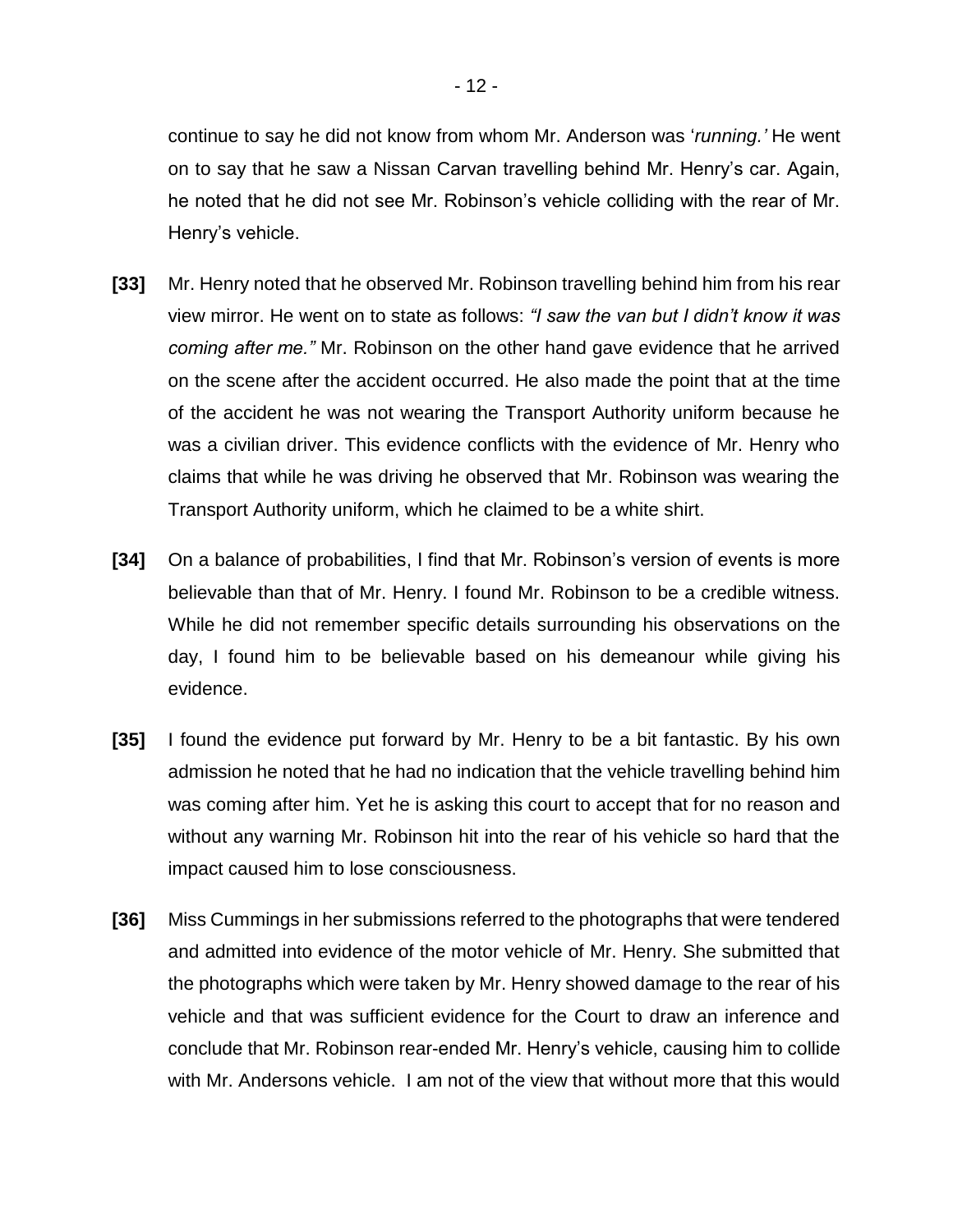continue to say he did not know from whom Mr. Anderson was '*running.'* He went on to say that he saw a Nissan Carvan travelling behind Mr. Henry's car. Again, he noted that he did not see Mr. Robinson's vehicle colliding with the rear of Mr. Henry's vehicle.

**[33]** Mr. Henry noted that he observed Mr. Robinson travelling behind him from his rear view mirror. He went on to state as follows: *"I saw the van but I didn't know it was coming after me."* Mr. Robinson on the other hand gave evidence that he arrived on the scene after the accident occurred. He also made the point that at the time of the accident he was not wearing the Transport Authority uniform because he was a civilian driver. This evidence conflicts with the evidence of Mr. Henry who claims that while he was driving he observed that Mr. Robinson was wearing the Transport Authority uniform, which he claimed to be a white shirt.

**[34]** On a balance of probabilities, I find that Mr. Robinson's version of events is more believable than that of Mr. Henry. I found Mr. Robinson to be a credible witness. While he did not remember specific details surrounding his observations on the day, I found him to be believable based on his demeanour while giving his evidence.

**[35]** I found the evidence put forward by Mr. Henry to be a bit fantastic. By his own admission he noted that he had no indication that the vehicle travelling behind him was coming after him. Yet he is asking this court to accept that for no reason and without any warning Mr. Robinson hit into the rear of his vehicle so hard that the impact caused him to lose consciousness.

**[36]** Miss Cummings in her submissions referred to the photographs that were tendered and admitted into evidence of the motor vehicle of Mr. Henry. She submitted that the photographs which were taken by Mr. Henry showed damage to the rear of his vehicle and that was sufficient evidence for the Court to draw an inference and conclude that Mr. Robinson rear-ended Mr. Henry's vehicle, causing him to collide with Mr. Andersons vehicle. I am not of the view that without more that this would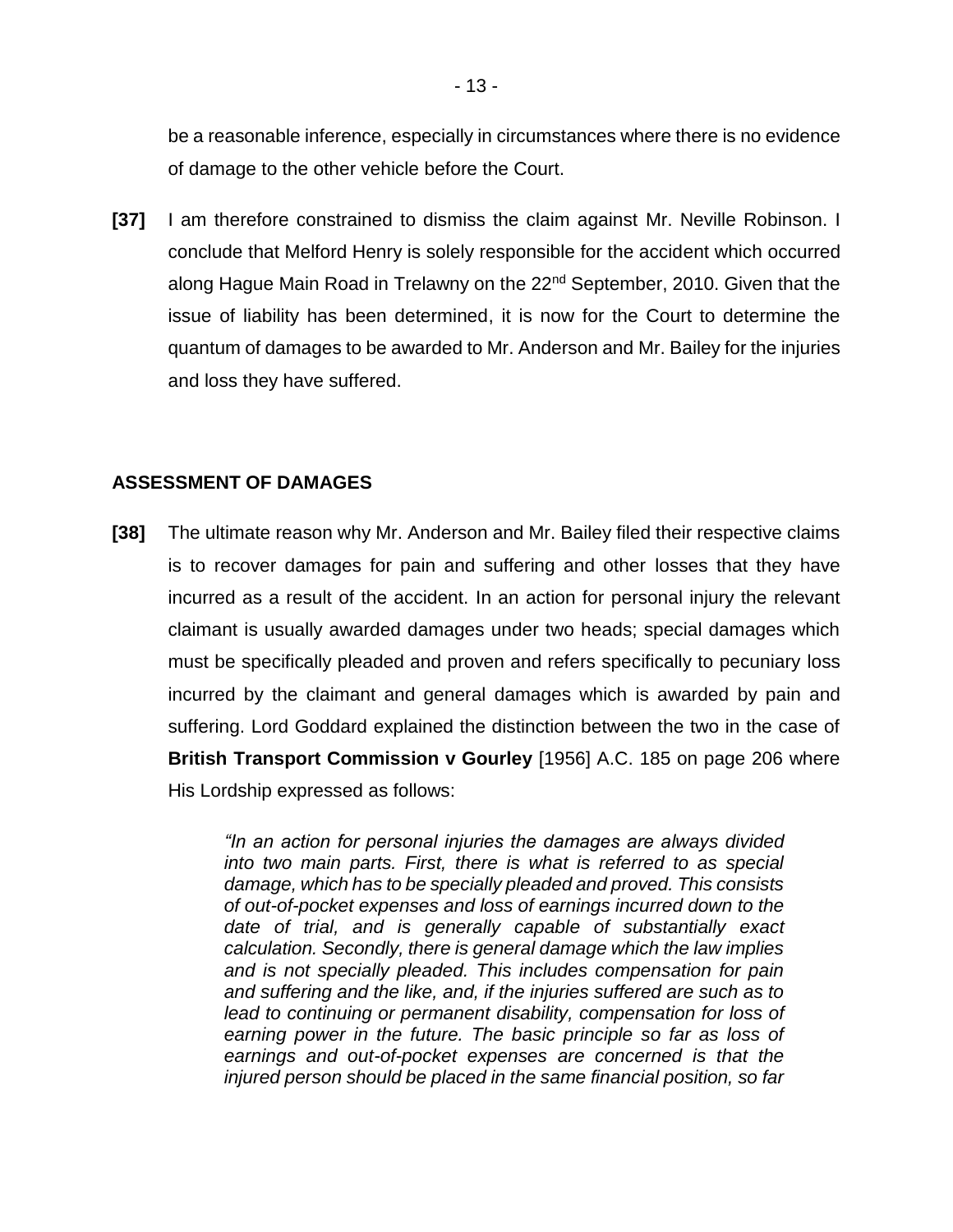be a reasonable inference, especially in circumstances where there is no evidence of damage to the other vehicle before the Court.

**[37]** I am therefore constrained to dismiss the claim against Mr. Neville Robinson. I conclude that Melford Henry is solely responsible for the accident which occurred along Hague Main Road in Trelawny on the 22nd September, 2010. Given that the issue of liability has been determined, it is now for the Court to determine the quantum of damages to be awarded to Mr. Anderson and Mr. Bailey for the injuries and loss they have suffered.

## ASSESSMENT OF DAMAGES

**[38]** The ultimate reason why Mr. Anderson and Mr. Bailey filed their respective claims is to recover damages for pain and suffering and other losses that they have incurred as a result of the accident. In an action for personal injury the relevant claimant is usually awarded damages under two heads; special damages which must be specifically pleaded and proven and refers specifically to pecuniary loss incurred by the claimant and general damages which is awarded by pain and suffering. Lord Goddard explained the distinction between the two in the case of **British Transport Commission v Gourley** [1956] A.C. 185 on page 206 where His Lordship expressed as follows:

> *"In an action for personal injuries the damages are always divided into two main parts. First, there is what is referred to as special damage, which has to be specially pleaded and proved. This consists of out-of-pocket expenses and loss of earnings incurred down to the date of trial, and is generally capable of substantially exact calculation. Secondly, there is general damage which the law implies and is not specially pleaded. This includes compensation for pain and suffering and the like, and, if the injuries suffered are such as to lead to continuing or permanent disability, compensation for loss of earning power in the future. The basic principle so far as loss of earnings and out-of-pocket expenses are concerned is that the injured person should be placed in the same financial position, so far*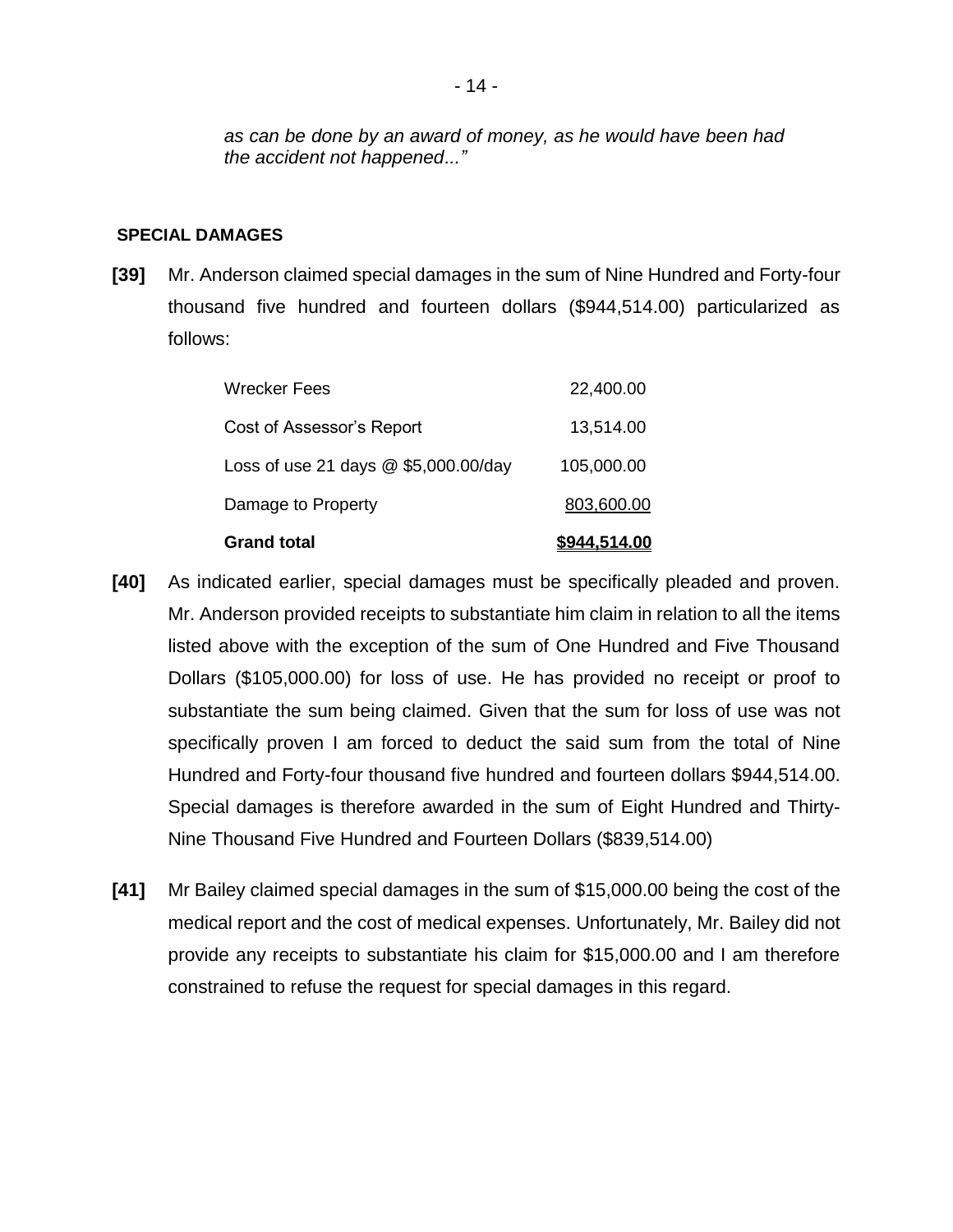*as can be done by an award of money, as he would have been had the accident not happened..."*

**SPECIAL DAMAGES**

**[39]** Mr. Anderson claimed special damages in the sum of Nine Hundred and Forty-four thousand five hundred and fourteen dollars ($944,514.00) particularized as follows:

| | |
|---|---|
| Wrecker Fees | 22,400.00 |
| Cost of Assessor's Report | 13,514.00 |
| Loss of use 21 days @ $5,000.00/day | 105,000.00 |
| Damage to Property | 803,600.00 |
| **Grand total** | **$944,514.00** |

**[40]** As indicated earlier, special damages must be specifically pleaded and proven. Mr. Anderson provided receipts to substantiate him claim in relation to all the items listed above with the exception of the sum of One Hundred and Five Thousand Dollars ($105,000.00) for loss of use. He has provided no receipt or proof to substantiate the sum being claimed. Given that the sum for loss of use was not specifically proven I am forced to deduct the said sum from the total of Nine Hundred and Forty-four thousand five hundred and fourteen dollars $944,514.00. Special damages is therefore awarded in the sum of Eight Hundred and Thirty-Nine Thousand Five Hundred and Fourteen Dollars ($839,514.00)

**[41]** Mr Bailey claimed special damages in the sum of $15,000.00 being the cost of the medical report and the cost of medical expenses. Unfortunately, Mr. Bailey did not provide any receipts to substantiate his claim for $15,000.00 and I am therefore constrained to refuse the request for special damages in this regard.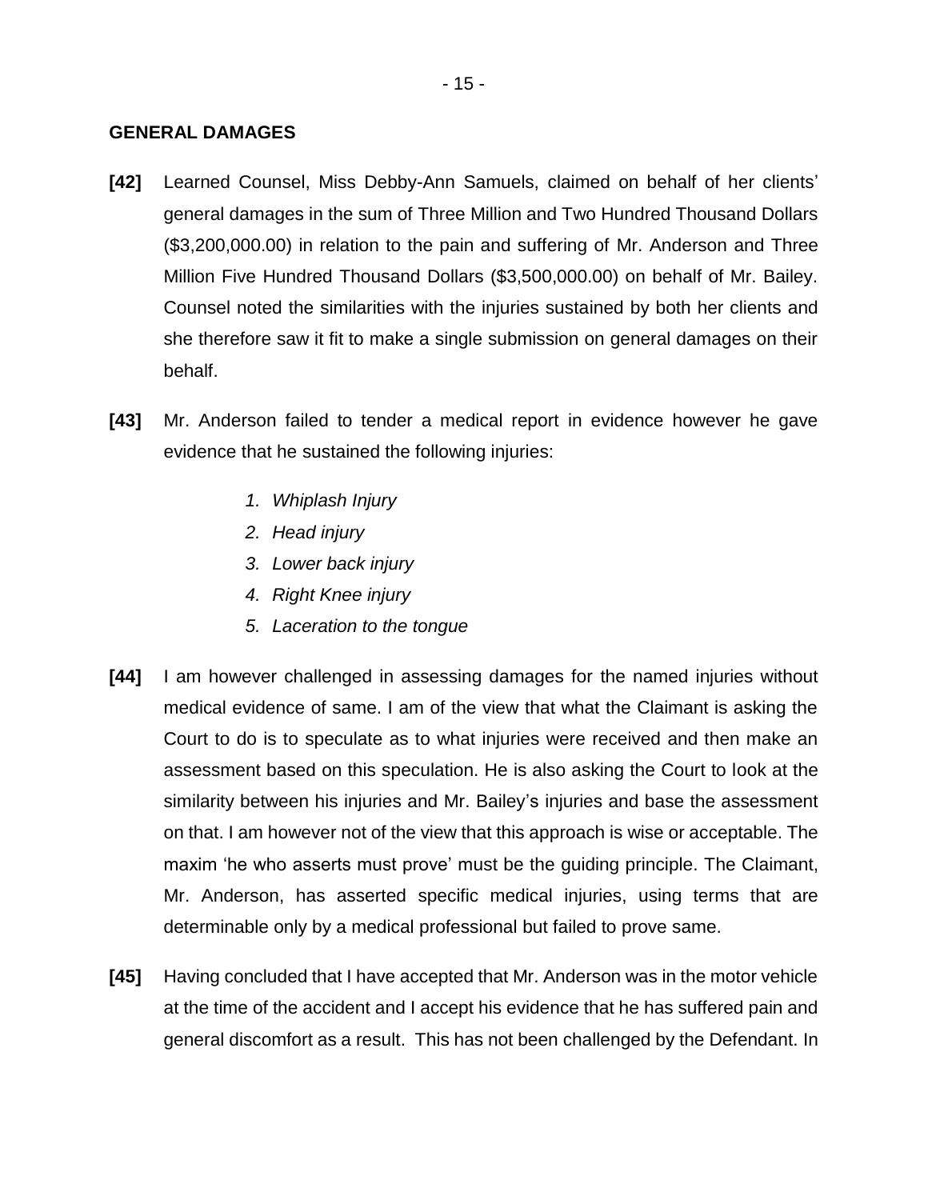## GENERAL DAMAGES

**[42]** Learned Counsel, Miss Debby-Ann Samuels, claimed on behalf of her clients' general damages in the sum of Three Million and Two Hundred Thousand Dollars ($3,200,000.00) in relation to the pain and suffering of Mr. Anderson and Three Million Five Hundred Thousand Dollars ($3,500,000.00) on behalf of Mr. Bailey. Counsel noted the similarities with the injuries sustained by both her clients and she therefore saw it fit to make a single submission on general damages on their behalf.

**[43]** Mr. Anderson failed to tender a medical report in evidence however he gave evidence that he sustained the following injuries:

1. *Whiplash Injury*
2. *Head injury*
3. *Lower back injury*
4. *Right Knee injury*
5. *Laceration to the tongue*

**[44]** I am however challenged in assessing damages for the named injuries without medical evidence of same. I am of the view that what the Claimant is asking the Court to do is to speculate as to what injuries were received and then make an assessment based on this speculation. He is also asking the Court to look at the similarity between his injuries and Mr. Bailey's injuries and base the assessment on that. I am however not of the view that this approach is wise or acceptable. The maxim 'he who asserts must prove' must be the guiding principle. The Claimant, Mr. Anderson, has asserted specific medical injuries, using terms that are determinable only by a medical professional but failed to prove same.

**[45]** Having concluded that I have accepted that Mr. Anderson was in the motor vehicle at the time of the accident and I accept his evidence that he has suffered pain and general discomfort as a result. This has not been challenged by the Defendant. In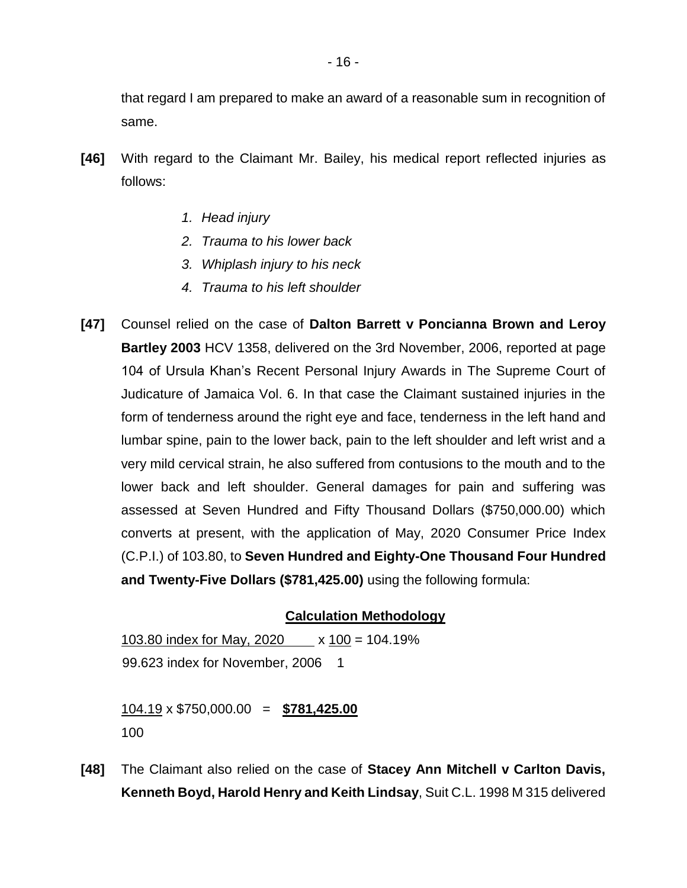that regard I am prepared to make an award of a reasonable sum in recognition of same.

**[46]** With regard to the Claimant Mr. Bailey, his medical report reflected injuries as follows:

1. *Head injury*
2. *Trauma to his lower back*
3. *Whiplash injury to his neck*
4. *Trauma to his left shoulder*

**[47]** Counsel relied on the case of **Dalton Barrett v Poncianna Brown and Leroy Bartley 2003** HCV 1358, delivered on the 3rd November, 2006, reported at page 104 of Ursula Khan's Recent Personal Injury Awards in The Supreme Court of Judicature of Jamaica Vol. 6. In that case the Claimant sustained injuries in the form of tenderness around the right eye and face, tenderness in the left hand and lumbar spine, pain to the lower back, pain to the left shoulder and left wrist and a very mild cervical strain, he also suffered from contusions to the mouth and to the lower back and left shoulder. General damages for pain and suffering was assessed at Seven Hundred and Fifty Thousand Dollars ($750,000.00) which converts at present, with the application of May, 2020 Consumer Price Index (C.P.I.) of 103.80, to **Seven Hundred and Eighty-One Thousand Four Hundred and Twenty-Five Dollars ($781,425.00)** using the following formula:

**Calculation Methodology**

$$\frac{103.80 \text{ index for May, 2020}}{99.623 \text{ index for November, 2006}} \times \frac{100}{1} = 104.19\%$$

$$\frac{104.19}{100} \times \$750,000.00 = \mathbf{\$781,425.00}$$

**[48]** The Claimant also relied on the case of **Stacey Ann Mitchell v Carlton Davis, Kenneth Boyd, Harold Henry and Keith Lindsay**, Suit C.L. 1998 M 315 delivered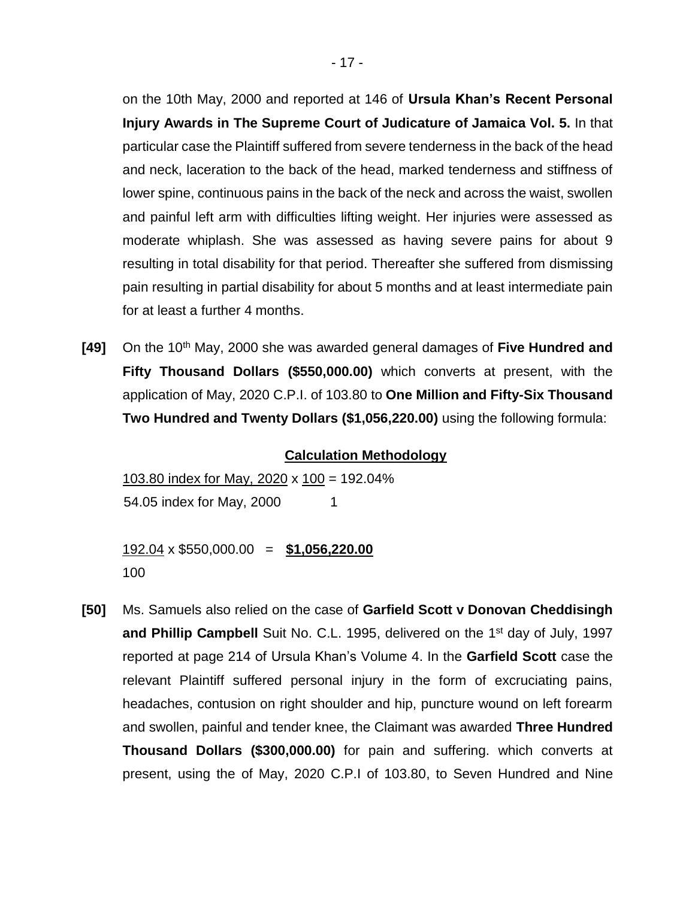on the 10th May, 2000 and reported at 146 of **Ursula Khan's Recent Personal Injury Awards in The Supreme Court of Judicature of Jamaica Vol. 5.** In that particular case the Plaintiff suffered from severe tenderness in the back of the head and neck, laceration to the back of the head, marked tenderness and stiffness of lower spine, continuous pains in the back of the neck and across the waist, swollen and painful left arm with difficulties lifting weight. Her injuries were assessed as moderate whiplash. She was assessed as having severe pains for about 9 resulting in total disability for that period. Thereafter she suffered from dismissing pain resulting in partial disability for about 5 months and at least intermediate pain for at least a further 4 months.

**[49]** On the 10th May, 2000 she was awarded general damages of **Five Hundred and Fifty Thousand Dollars ($550,000.00)** which converts at present, with the application of May, 2020 C.P.I. of 103.80 to **One Million and Fifty-Six Thousand Two Hundred and Twenty Dollars ($1,056,220.00)** using the following formula:

**Calculation Methodology**

$$\frac{103.80 \text{ index for May, 2020}}{54.05 \text{ index for May, 2000}} \times \frac{100}{1} = 192.04\%$$

$$\frac{192.04}{100} \times \$550{,}000.00 = \mathbf{\$1{,}056{,}220.00}$$

**[50]** Ms. Samuels also relied on the case of **Garfield Scott v Donovan Cheddisingh and Phillip Campbell** Suit No. C.L. 1995, delivered on the 1st day of July, 1997 reported at page 214 of Ursula Khan's Volume 4. In the **Garfield Scott** case the relevant Plaintiff suffered personal injury in the form of excruciating pains, headaches, contusion on right shoulder and hip, puncture wound on left forearm and swollen, painful and tender knee, the Claimant was awarded **Three Hundred Thousand Dollars ($300,000.00)** for pain and suffering. which converts at present, using the of May, 2020 C.P.I of 103.80, to Seven Hundred and Nine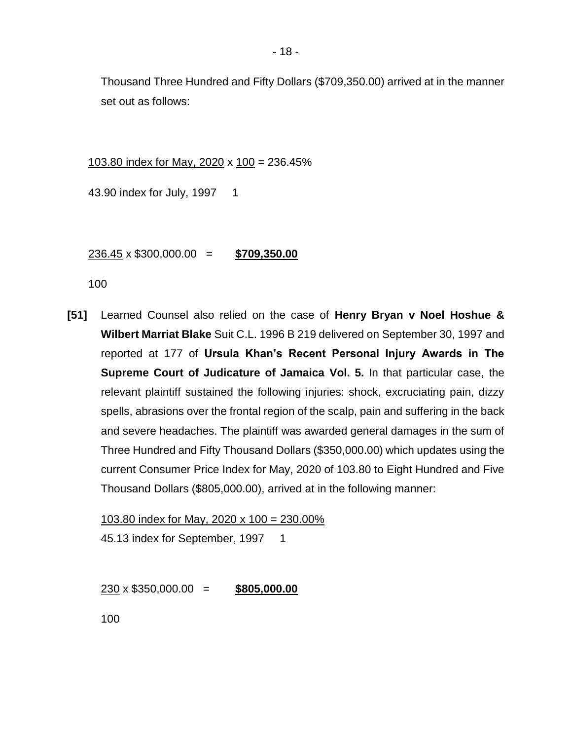Thousand Three Hundred and Fifty Dollars ($709,350.00) arrived at in the manner set out as follows:

$$\frac{103.80 \text{ index for May, 2020}}{43.90 \text{ index for July, 1997}} \times \frac{100}{1} = 236.45\%$$

$$\frac{236.45}{100} \times \$300{,}000.00 = \textbf{\$709,350.00}$$

**[51]** Learned Counsel also relied on the case of **Henry Bryan v Noel Hoshue & Wilbert Marriat Blake** Suit C.L. 1996 B 219 delivered on September 30, 1997 and reported at 177 of **Ursula Khan's Recent Personal Injury Awards in The Supreme Court of Judicature of Jamaica Vol. 5.** In that particular case, the relevant plaintiff sustained the following injuries: shock, excruciating pain, dizzy spells, abrasions over the frontal region of the scalp, pain and suffering in the back and severe headaches. The plaintiff was awarded general damages in the sum of Three Hundred and Fifty Thousand Dollars ($350,000.00) which updates using the current Consumer Price Index for May, 2020 of 103.80 to Eight Hundred and Five Thousand Dollars ($805,000.00), arrived at in the following manner:

$$\frac{103.80 \text{ index for May, 2020}}{45.13 \text{ index for September, 1997}} \times \frac{100}{1} = 230.00\%$$

$$\frac{230}{100} \times \$350{,}000.00 = \textbf{\$805,000.00}$$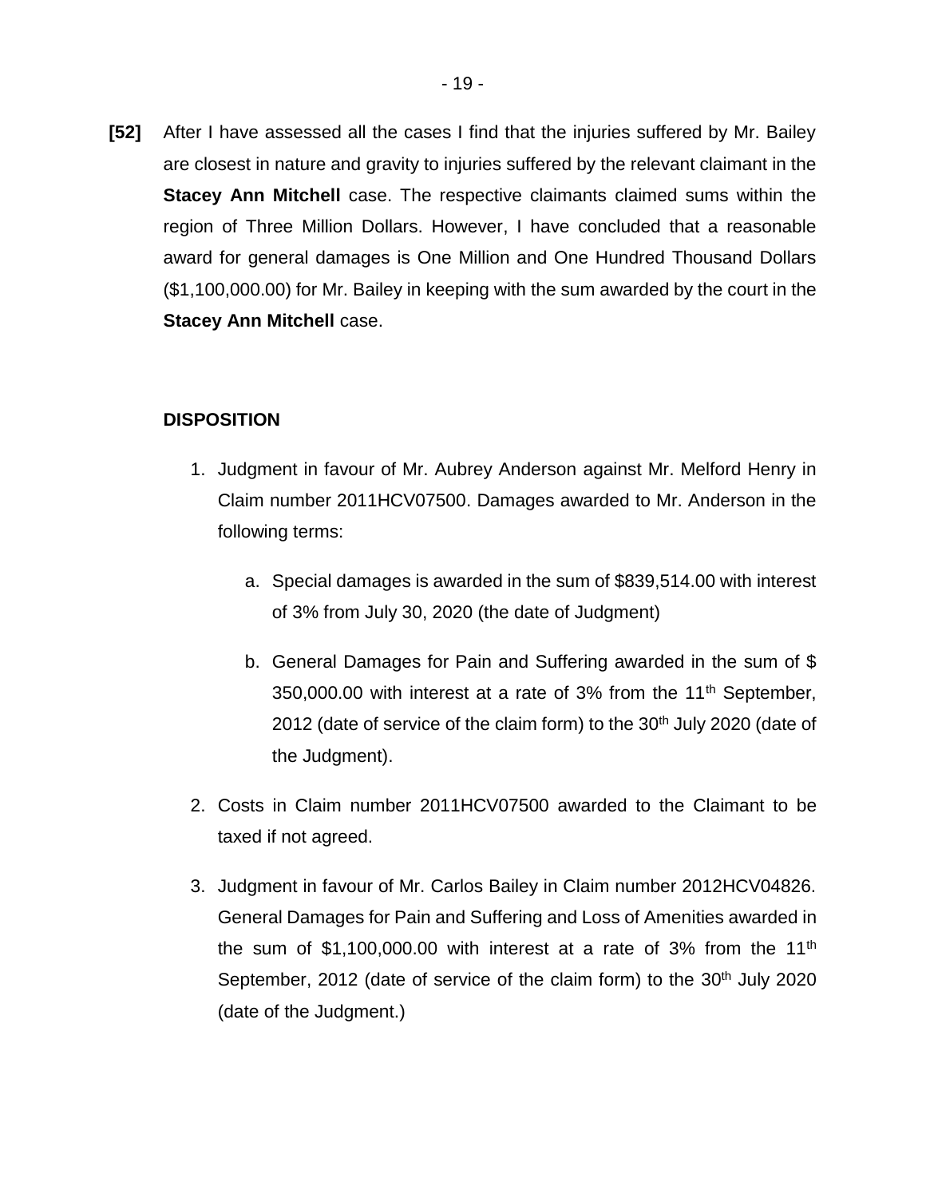**[52]** After I have assessed all the cases I find that the injuries suffered by Mr. Bailey are closest in nature and gravity to injuries suffered by the relevant claimant in the **Stacey Ann Mitchell** case. The respective claimants claimed sums within the region of Three Million Dollars. However, I have concluded that a reasonable award for general damages is One Million and One Hundred Thousand Dollars ($1,100,000.00) for Mr. Bailey in keeping with the sum awarded by the court in the **Stacey Ann Mitchell** case.

**DISPOSITION**

1. Judgment in favour of Mr. Aubrey Anderson against Mr. Melford Henry in Claim number 2011HCV07500. Damages awarded to Mr. Anderson in the following terms:

   a. Special damages is awarded in the sum of $839,514.00 with interest of 3% from July 30, 2020 (the date of Judgment)

   b. General Damages for Pain and Suffering awarded in the sum of $ 350,000.00 with interest at a rate of 3% from the 11th September, 2012 (date of service of the claim form) to the 30th July 2020 (date of the Judgment).

2. Costs in Claim number 2011HCV07500 awarded to the Claimant to be taxed if not agreed.

3. Judgment in favour of Mr. Carlos Bailey in Claim number 2012HCV04826. General Damages for Pain and Suffering and Loss of Amenities awarded in the sum of $1,100,000.00 with interest at a rate of 3% from the 11th September, 2012 (date of service of the claim form) to the 30th July 2020 (date of the Judgment.)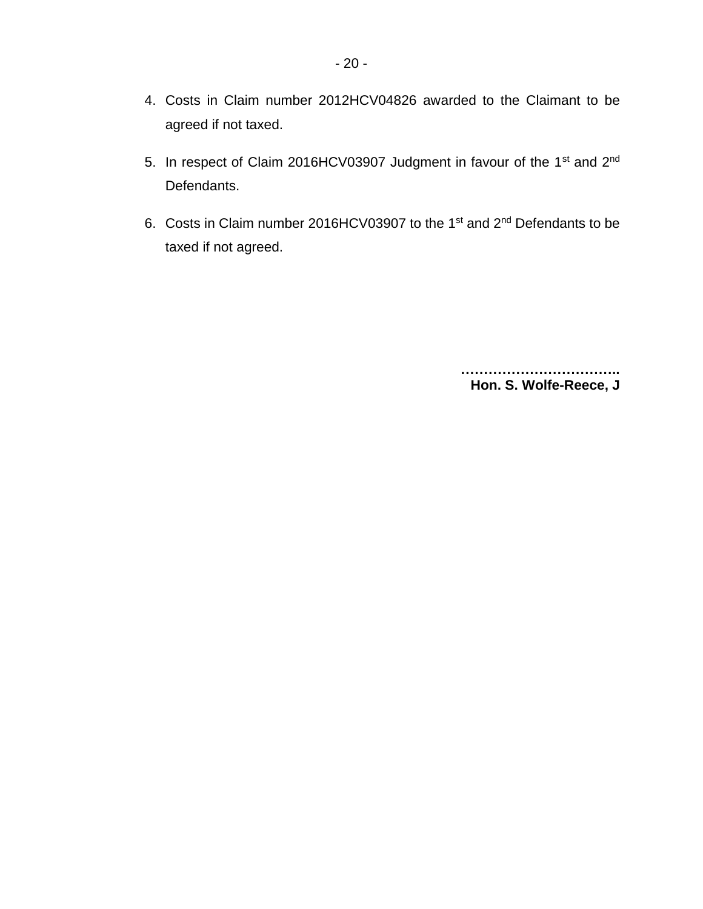4. Costs in Claim number 2012HCV04826 awarded to the Claimant to be agreed if not taxed.

5. In respect of Claim 2016HCV03907 Judgment in favour of the 1st and 2nd Defendants.

6. Costs in Claim number 2016HCV03907 to the 1st and 2nd Defendants to be taxed if not agreed.

……………………………..
**Hon. S. Wolfe-Reece, J**